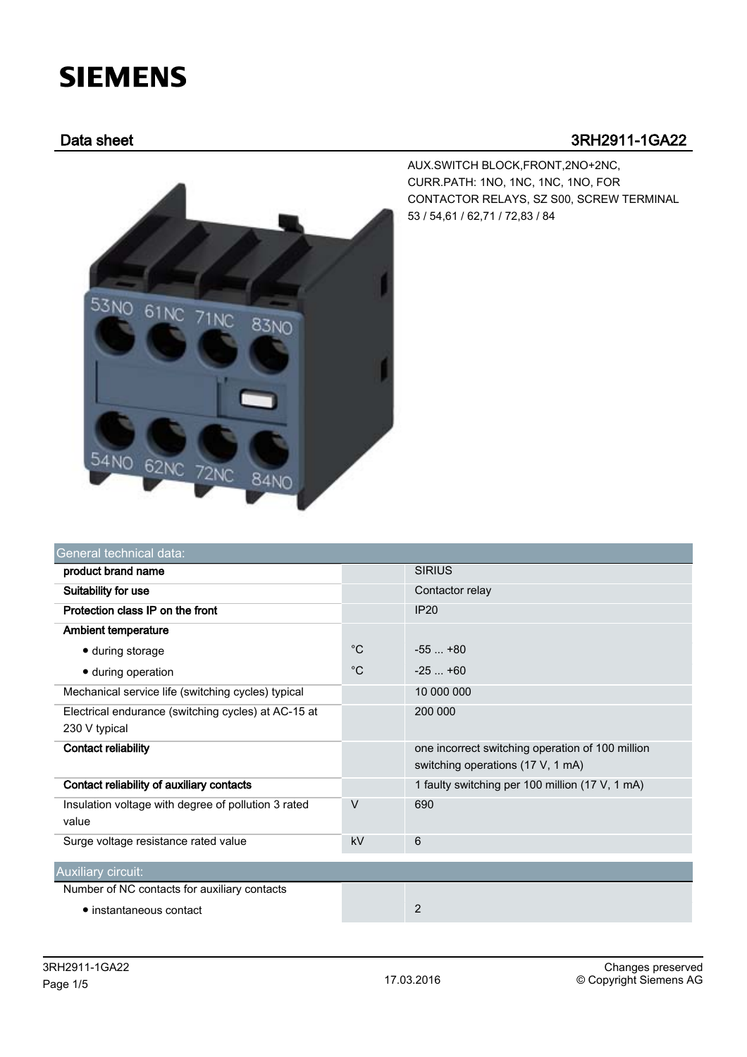# SIEMENS

## Data sheet 3RH2911-1GA22

AUX.SWITCH BLOCK,FRONT,2NO+2NC, CURR.PATH: 1NO, 1NC, 1NC, 1NO, FOR CONTACTOR RELAYS, SZ S00, SCREW TERMINAL 53 / 54,61 / 62,71 / 72,83 / 84

| General technical data: | | |
|---|---|---|
| **product brand name** | | SIRIUS |
| **Suitability for use** | | Contactor relay |
| **Protection class IP on the front** | | IP20 |
| **Ambient temperature** | | |
| • during storage | °C | -55 ... +80 |
| • during operation | °C | -25 ... +60 |
| Mechanical service life (switching cycles) typical | | 10 000 000 |
| Electrical endurance (switching cycles) at AC-15 at 230 V typical | | 200 000 |
| **Contact reliability** | | one incorrect switching operation of 100 million switching operations (17 V, 1 mA) |
| **Contact reliability of auxiliary contacts** | | 1 faulty switching per 100 million (17 V, 1 mA) |
| Insulation voltage with degree of pollution 3 rated value | V | 690 |
| Surge voltage resistance rated value | kV | 6 |

| Auxiliary circuit: | | |
|---|---|---|
| Number of NC contacts for auxiliary contacts | | |
| • instantaneous contact | | 2 |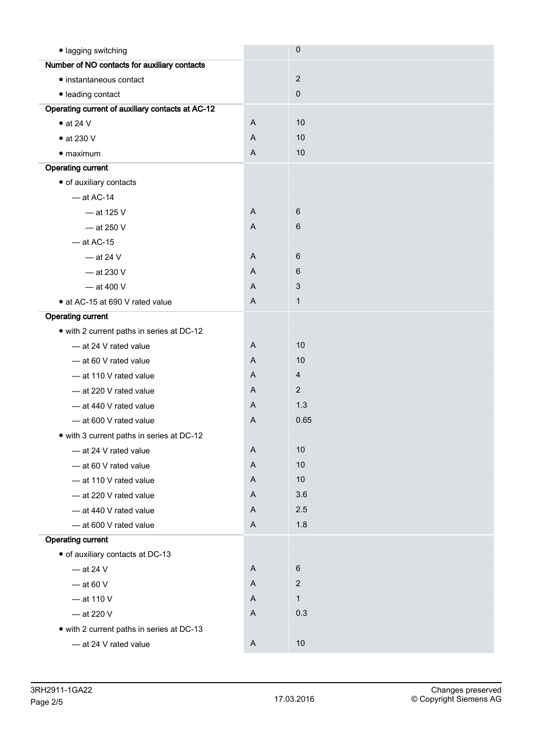| | | |
|---|---|---|
| • lagging switching | | 0 |
| **Number of NO contacts for auxiliary contacts** | | |
| • instantaneous contact | | 2 |
| • leading contact | | 0 |
| **Operating current of auxiliary contacts at AC-12** | | |
| • at 24 V | A | 10 |
| • at 230 V | A | 10 |
| • maximum | A | 10 |
| **Operating current** | | |
| • of auxiliary contacts | | |
| — at AC-14 | | |
| — at 125 V | A | 6 |
| — at 250 V | A | 6 |
| — at AC-15 | | |
| — at 24 V | A | 6 |
| — at 230 V | A | 6 |
| — at 400 V | A | 3 |
| • at AC-15 at 690 V rated value | A | 1 |
| **Operating current** | | |
| • with 2 current paths in series at DC-12 | | |
| — at 24 V rated value | A | 10 |
| — at 60 V rated value | A | 10 |
| — at 110 V rated value | A | 4 |
| — at 220 V rated value | A | 2 |
| — at 440 V rated value | A | 1.3 |
| — at 600 V rated value | A | 0.65 |
| • with 3 current paths in series at DC-12 | | |
| — at 24 V rated value | A | 10 |
| — at 60 V rated value | A | 10 |
| — at 110 V rated value | A | 10 |
| — at 220 V rated value | A | 3.6 |
| — at 440 V rated value | A | 2.5 |
| — at 600 V rated value | A | 1.8 |
| **Operating current** | | |
| • of auxiliary contacts at DC-13 | | |
| — at 24 V | A | 6 |
| — at 60 V | A | 2 |
| — at 110 V | A | 1 |
| — at 220 V | A | 0.3 |
| • with 2 current paths in series at DC-13 | | |
| — at 24 V rated value | A | 10 |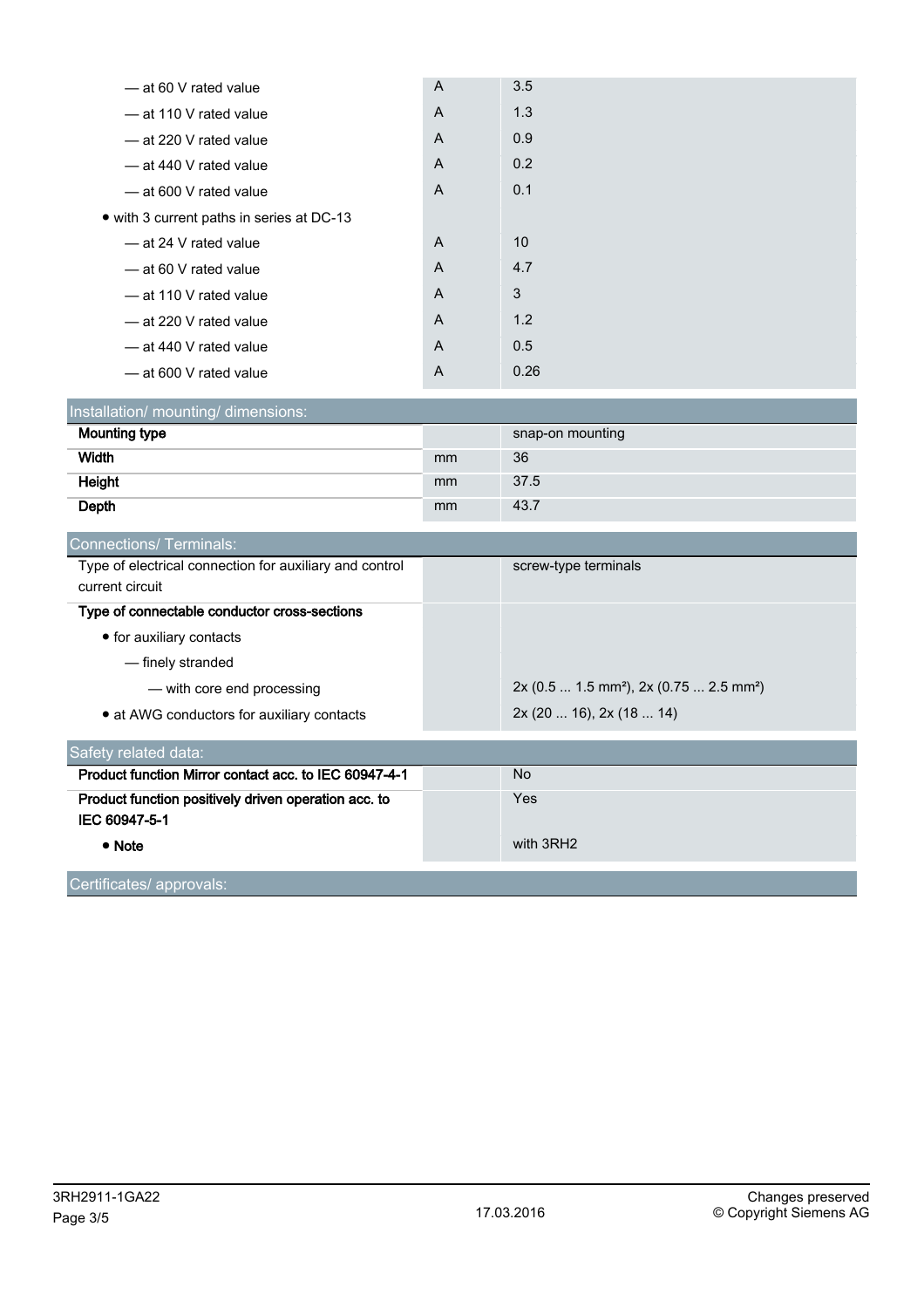| | | |
|---|---|---|
| — at 60 V rated value | A | 3.5 |
| — at 110 V rated value | A | 1.3 |
| — at 220 V rated value | A | 0.9 |
| — at 440 V rated value | A | 0.2 |
| — at 600 V rated value | A | 0.1 |
| • with 3 current paths in series at DC-13 | | |
| — at 24 V rated value | A | 10 |
| — at 60 V rated value | A | 4.7 |
| — at 110 V rated value | A | 3 |
| — at 220 V rated value | A | 1.2 |
| — at 440 V rated value | A | 0.5 |
| — at 600 V rated value | A | 0.26 |

## Installation/ mounting/ dimensions:

| | | |
|---|---|---|
| **Mounting type** | | snap-on mounting |
| **Width** | mm | 36 |
| **Height** | mm | 37.5 |
| **Depth** | mm | 43.7 |

## Connections/ Terminals:

| | | |
|---|---|---|
| Type of electrical connection for auxiliary and control current circuit | | screw-type terminals |
| **Type of connectable conductor cross-sections** | | |
| • for auxiliary contacts | | |
| — finely stranded | | |
| — with core end processing | | 2x (0.5 ... 1.5 mm²), 2x (0.75 ... 2.5 mm²) |
| • at AWG conductors for auxiliary contacts | | 2x (20 ... 16), 2x (18 ... 14) |

## Safety related data:

| | | |
|---|---|---|
| **Product function Mirror contact acc. to IEC 60947-4-1** | | No |
| **Product function positively driven operation acc. to IEC 60947-5-1** | | Yes |
| **• Note** | | with 3RH2 |

## Certificates/ approvals: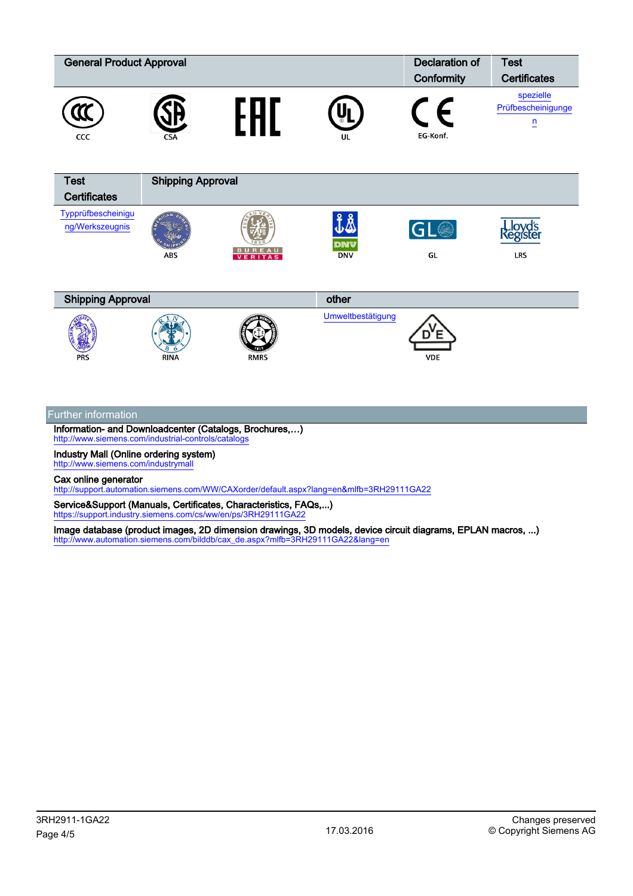| General Product Approval | | | | Declaration of Conformity | Test Certificates |
|---|---|---|---|---|---|
| CCC | CSA | | UL | EG-Konf. | spezielle Prüfbescheinigungen |

| Test Certificates | Shipping Approval | | | | |
|---|---|---|---|---|---|
| Typprüfbescheinigung/Werkszeugnis | ABS | | DNV | GL | LRS |

| Shipping Approval | | | other | |
|---|---|---|---|---|
| PRS | RINA | RMRS | Umweltbestätigung | VDE |

## Further information

**Information- and Downloadcenter (Catalogs, Brochures,…)**
http://www.siemens.com/industrial-controls/catalogs

**Industry Mall (Online ordering system)**
http://www.siemens.com/industrymall

**Cax online generator**
http://support.automation.siemens.com/WW/CAXorder/default.aspx?lang=en&mlfb=3RH29111GA22

**Service&Support (Manuals, Certificates, Characteristics, FAQs,...)**
https://support.industry.siemens.com/cs/ww/en/ps/3RH29111GA22

**Image database (product images, 2D dimension drawings, 3D models, device circuit diagrams, EPLAN macros, ...)**
http://www.automation.siemens.com/bilddb/cax_de.aspx?mlfb=3RH29111GA22&lang=en

3RH2911-1GA22
17.03.2016
Changes preserved
© Copyright Siemens AG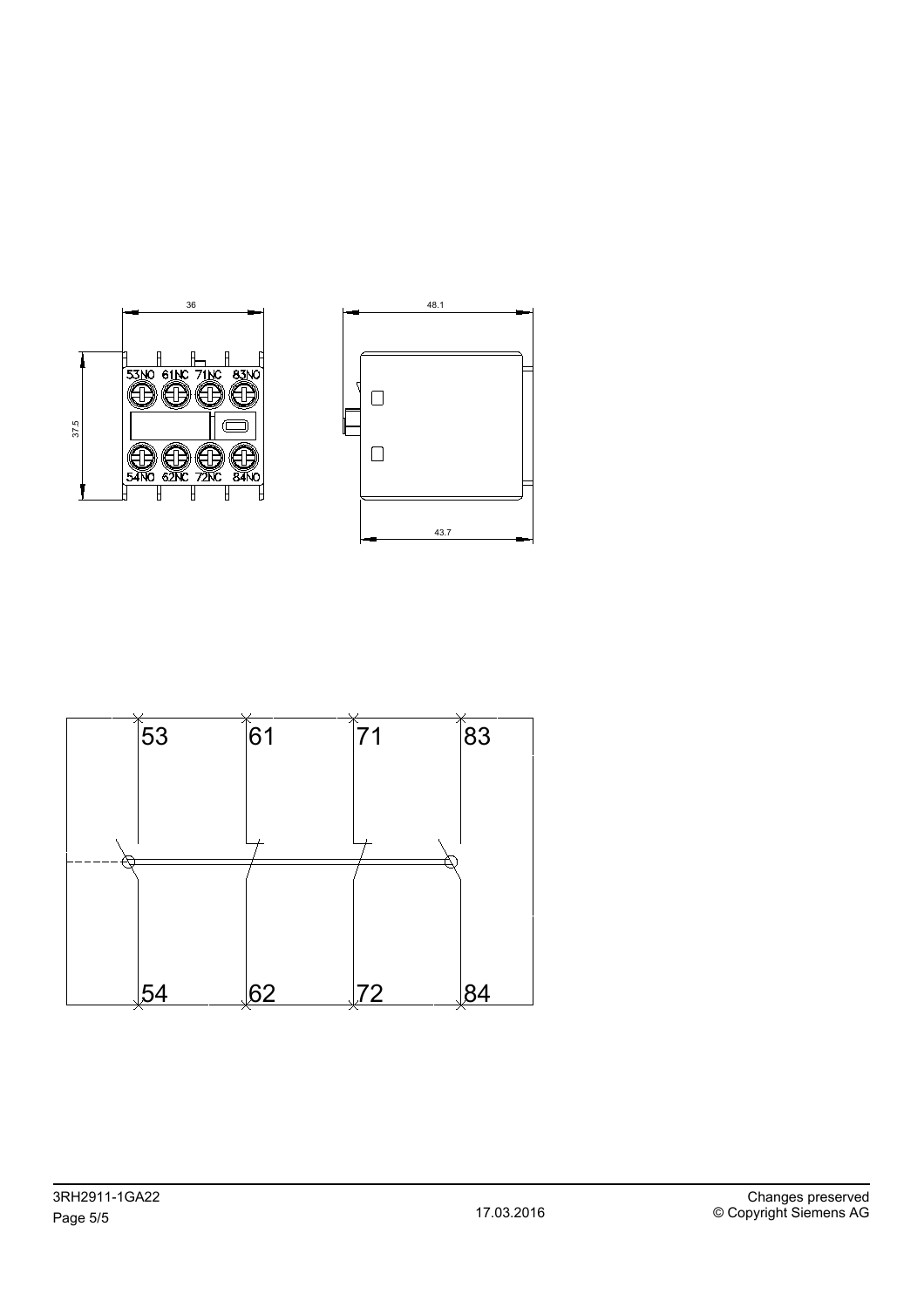36

37.5

53NO 61NC 71NC 83NO

54NO 62NC 72NC 84NO

48.1

43.7

53 61 71 83

54 62 72 84